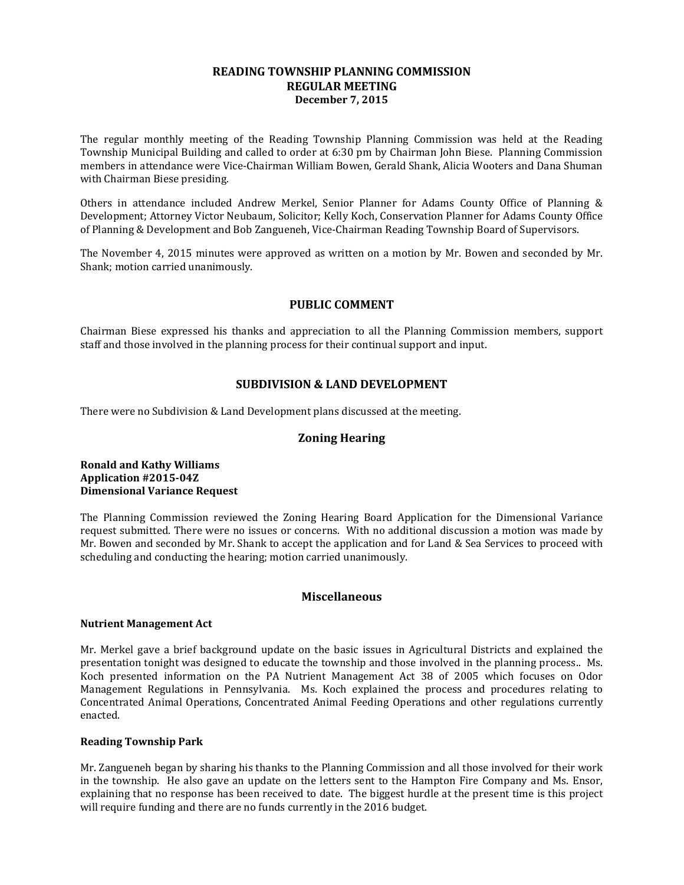# READING TOWNSHIP PLANNING COMMISSION
## REGULAR MEETING
### December 7, 2015

The regular monthly meeting of the Reading Township Planning Commission was held at the Reading Township Municipal Building and called to order at 6:30 pm by Chairman John Biese. Planning Commission members in attendance were Vice-Chairman William Bowen, Gerald Shank, Alicia Wooters and Dana Shuman with Chairman Biese presiding.

Others in attendance included Andrew Merkel, Senior Planner for Adams County Office of Planning & Development; Attorney Victor Neubaum, Solicitor; Kelly Koch, Conservation Planner for Adams County Office of Planning & Development and Bob Zangueneh, Vice-Chairman Reading Township Board of Supervisors.

The November 4, 2015 minutes were approved as written on a motion by Mr. Bowen and seconded by Mr. Shank; motion carried unanimously.

## PUBLIC COMMENT

Chairman Biese expressed his thanks and appreciation to all the Planning Commission members, support staff and those involved in the planning process for their continual support and input.

## SUBDIVISION & LAND DEVELOPMENT

There were no Subdivision & Land Development plans discussed at the meeting.

## Zoning Hearing

**Ronald and Kathy Williams**
**Application #2015-04Z**
**Dimensional Variance Request**

The Planning Commission reviewed the Zoning Hearing Board Application for the Dimensional Variance request submitted. There were no issues or concerns. With no additional discussion a motion was made by Mr. Bowen and seconded by Mr. Shank to accept the application and for Land & Sea Services to proceed with scheduling and conducting the hearing; motion carried unanimously.

## Miscellaneous

**Nutrient Management Act**

Mr. Merkel gave a brief background update on the basic issues in Agricultural Districts and explained the presentation tonight was designed to educate the township and those involved in the planning process.. Ms. Koch presented information on the PA Nutrient Management Act 38 of 2005 which focuses on Odor Management Regulations in Pennsylvania. Ms. Koch explained the process and procedures relating to Concentrated Animal Operations, Concentrated Animal Feeding Operations and other regulations currently enacted.

**Reading Township Park**

Mr. Zangueneh began by sharing his thanks to the Planning Commission and all those involved for their work in the township. He also gave an update on the letters sent to the Hampton Fire Company and Ms. Ensor, explaining that no response has been received to date. The biggest hurdle at the present time is this project will require funding and there are no funds currently in the 2016 budget.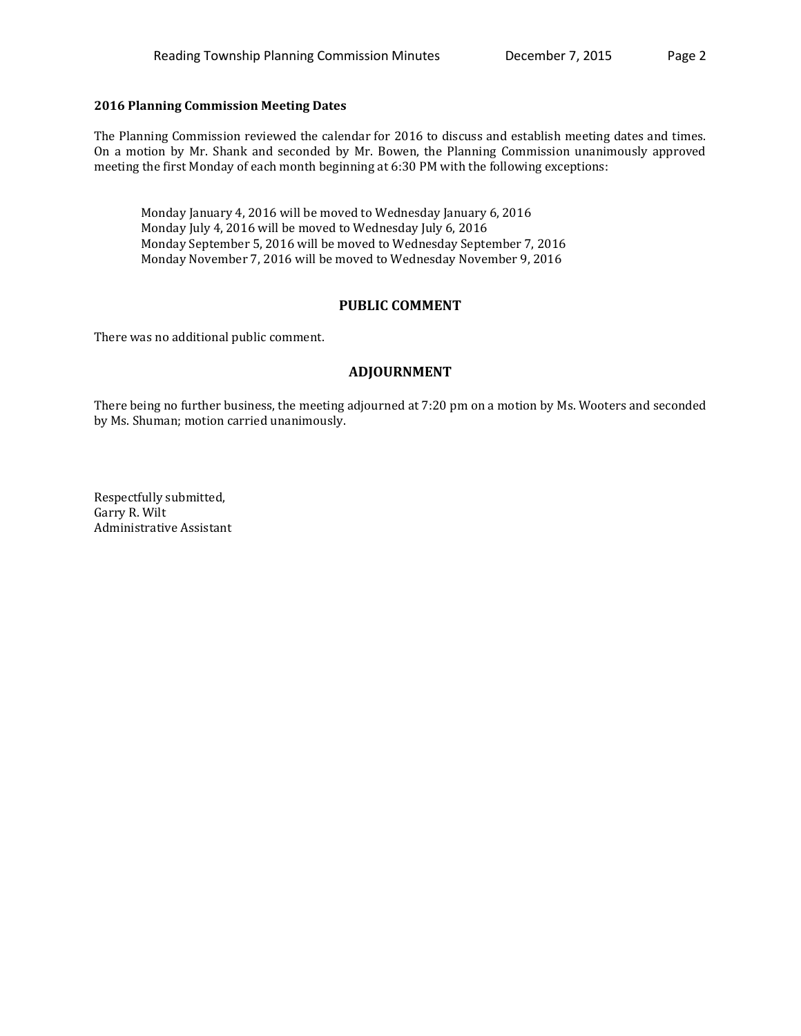**2016 Planning Commission Meeting Dates**

The Planning Commission reviewed the calendar for 2016 to discuss and establish meeting dates and times. On a motion by Mr. Shank and seconded by Mr. Bowen, the Planning Commission unanimously approved meeting the first Monday of each month beginning at 6:30 PM with the following exceptions:

Monday January 4, 2016 will be moved to Wednesday January 6, 2016
Monday July 4, 2016 will be moved to Wednesday July 6, 2016
Monday September 5, 2016 will be moved to Wednesday September 7, 2016
Monday November 7, 2016 will be moved to Wednesday November 9, 2016

## PUBLIC COMMENT

There was no additional public comment.

## ADJOURNMENT

There being no further business, the meeting adjourned at 7:20 pm on a motion by Ms. Wooters and seconded by Ms. Shuman; motion carried unanimously.

Respectfully submitted,
Garry R. Wilt
Administrative Assistant